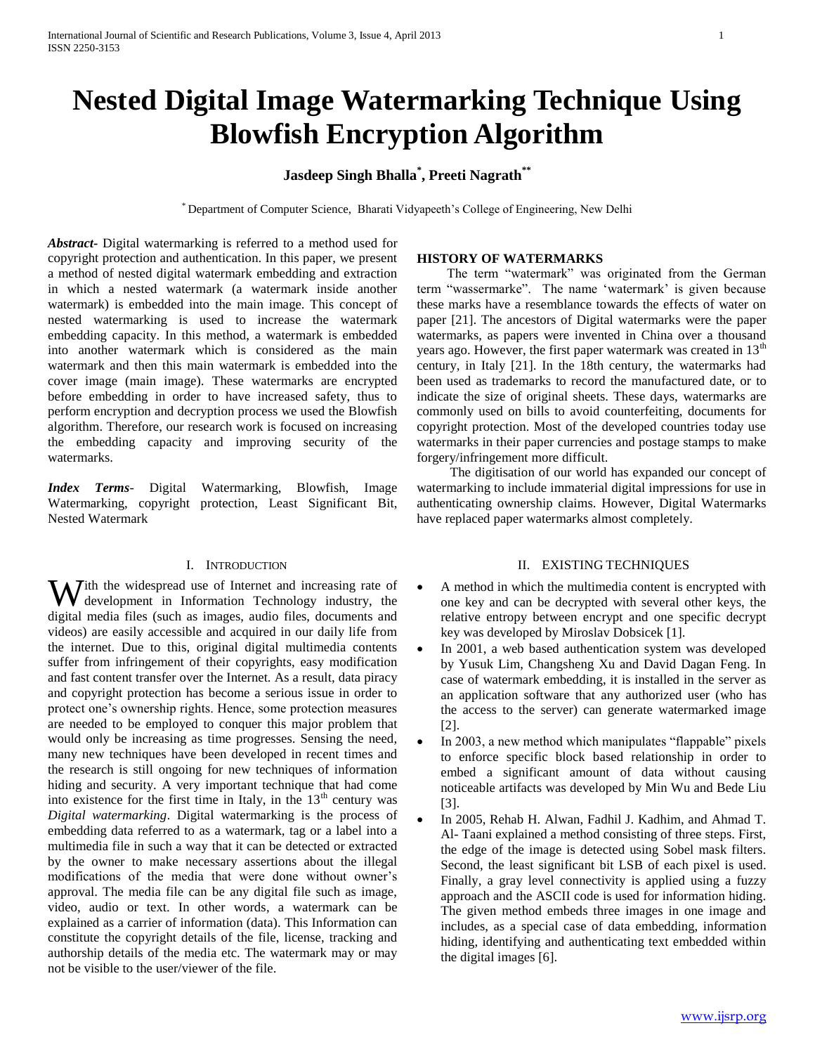# Nested Digital Image Watermarking Technique Using Blowfish Encryption Algorithm

**Jasdeep Singh Bhalla[*], Preeti Nagrath[**]**

[*] Department of Computer Science, Bharati Vidyapeeth's College of Engineering, New Delhi

***Abstract-*** Digital watermarking is referred to a method used for copyright protection and authentication. In this paper, we present a method of nested digital watermark embedding and extraction in which a nested watermark (a watermark inside another watermark) is embedded into the main image. This concept of nested watermarking is used to increase the watermark embedding capacity. In this method, a watermark is embedded into another watermark which is considered as the main watermark and then this main watermark is embedded into the cover image (main image). These watermarks are encrypted before embedding in order to have increased safety, thus to perform encryption and decryption process we used the Blowfish algorithm. Therefore, our research work is focused on increasing the embedding capacity and improving security of the watermarks.

***Index Terms*-** Digital Watermarking, Blowfish, Image Watermarking, copyright protection, Least Significant Bit, Nested Watermark

## I. Introduction

With the widespread use of Internet and increasing rate of development in Information Technology industry, the digital media files (such as images, audio files, documents and videos) are easily accessible and acquired in our daily life from the internet. Due to this, original digital multimedia contents suffer from infringement of their copyrights, easy modification and fast content transfer over the Internet. As a result, data piracy and copyright protection has become a serious issue in order to protect one's ownership rights. Hence, some protection measures are needed to be employed to conquer this major problem that would only be increasing as time progresses. Sensing the need, many new techniques have been developed in recent times and the research is still ongoing for new techniques of information hiding and security. A very important technique that had come into existence for the first time in Italy, in the 13th century was *Digital watermarking*. Digital watermarking is the process of embedding data referred to as a watermark, tag or a label into a multimedia file in such a way that it can be detected or extracted by the owner to make necessary assertions about the illegal modifications of the media that were done without owner's approval. The media file can be any digital file such as image, video, audio or text. In other words, a watermark can be explained as a carrier of information (data). This Information can constitute the copyright details of the file, license, tracking and authorship details of the media etc. The watermark may or may not be visible to the user/viewer of the file.

### HISTORY OF WATERMARKS

The term "watermark" was originated from the German term "wassermarke". The name 'watermark' is given because these marks have a resemblance towards the effects of water on paper [21]. The ancestors of Digital watermarks were the paper watermarks, as papers were invented in China over a thousand years ago. However, the first paper watermark was created in 13th century, in Italy [21]. In the 18th century, the watermarks had been used as trademarks to record the manufactured date, or to indicate the size of original sheets. These days, watermarks are commonly used on bills to avoid counterfeiting, documents for copyright protection. Most of the developed countries today use watermarks in their paper currencies and postage stamps to make forgery/infringement more difficult.

The digitisation of our world has expanded our concept of watermarking to include immaterial digital impressions for use in authenticating ownership claims. However, Digital Watermarks have replaced paper watermarks almost completely.

## II. Existing Techniques

- A method in which the multimedia content is encrypted with one key and can be decrypted with several other keys, the relative entropy between encrypt and one specific decrypt key was developed by Miroslav Dobsicek [1].
- In 2001, a web based authentication system was developed by Yusuk Lim, Changsheng Xu and David Dagan Feng. In case of watermark embedding, it is installed in the server as an application software that any authorized user (who has the access to the server) can generate watermarked image [2].
- In 2003, a new method which manipulates "flappable" pixels to enforce specific block based relationship in order to embed a significant amount of data without causing noticeable artifacts was developed by Min Wu and Bede Liu [3].
- In 2005, Rehab H. Alwan, Fadhil J. Kadhim, and Ahmad T. Al- Taani explained a method consisting of three steps. First, the edge of the image is detected using Sobel mask filters. Second, the least significant bit LSB of each pixel is used. Finally, a gray level connectivity is applied using a fuzzy approach and the ASCII code is used for information hiding. The given method embeds three images in one image and includes, as a special case of data embedding, information hiding, identifying and authenticating text embedded within the digital images [6].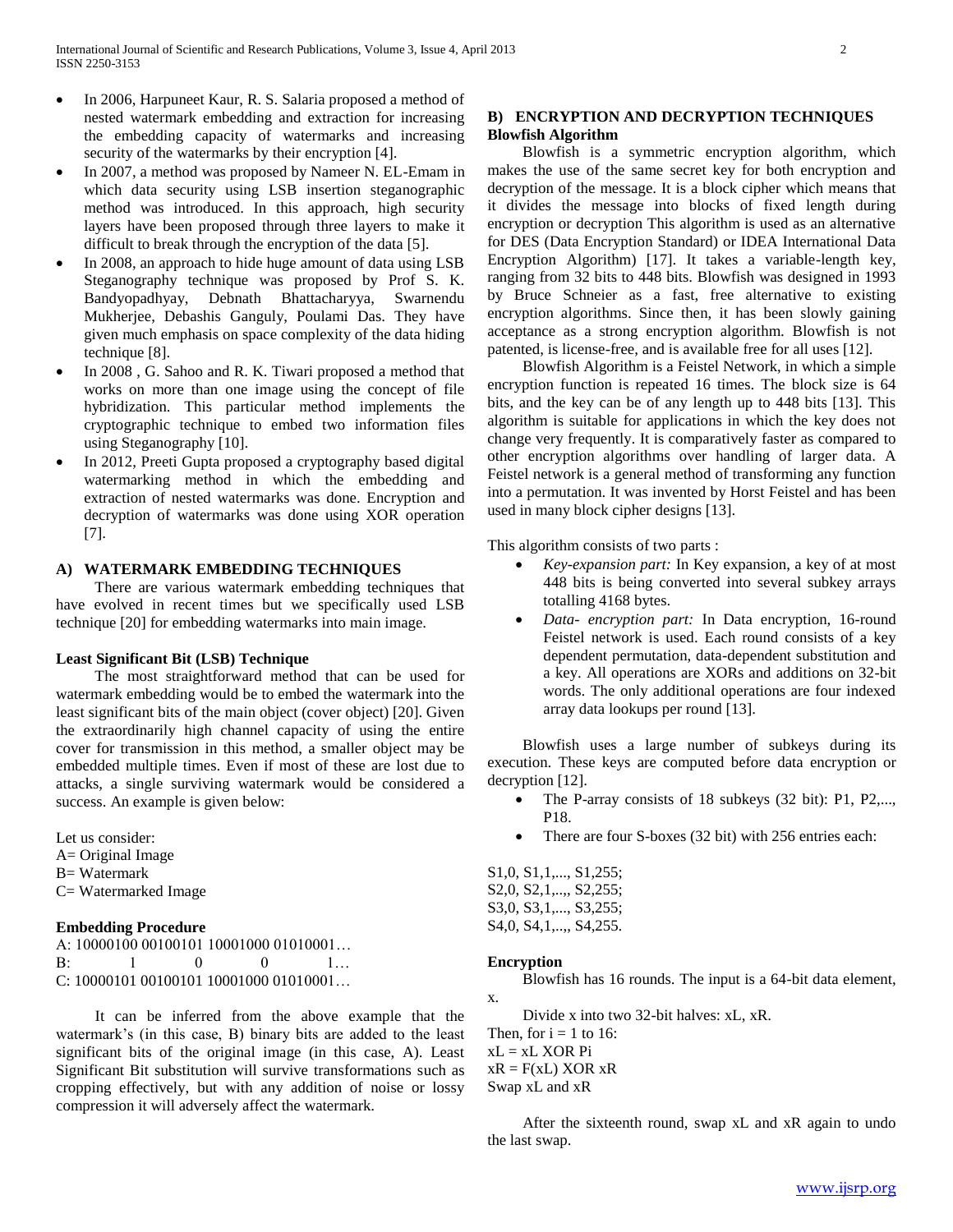- In 2006, Harpuneet Kaur, R. S. Salaria proposed a method of nested watermark embedding and extraction for increasing the embedding capacity of watermarks and increasing security of the watermarks by their encryption [4].
- In 2007, a method was proposed by Nameer N. EL-Emam in which data security using LSB insertion steganographic method was introduced. In this approach, high security layers have been proposed through three layers to make it difficult to break through the encryption of the data [5].
- In 2008, an approach to hide huge amount of data using LSB Steganography technique was proposed by Prof S. K. Bandyopadhyay, Debnath Bhattacharyya, Swarnendu Mukherjee, Debashis Ganguly, Poulami Das. They have given much emphasis on space complexity of the data hiding technique [8].
- In 2008 , G. Sahoo and R. K. Tiwari proposed a method that works on more than one image using the concept of file hybridization. This particular method implements the cryptographic technique to embed two information files using Steganography [10].
- In 2012, Preeti Gupta proposed a cryptography based digital watermarking method in which the embedding and extraction of nested watermarks was done. Encryption and decryption of watermarks was done using XOR operation [7].

## A) WATERMARK EMBEDDING TECHNIQUES

There are various watermark embedding techniques that have evolved in recent times but we specifically used LSB technique [20] for embedding watermarks into main image.

### Least Significant Bit (LSB) Technique

The most straightforward method that can be used for watermark embedding would be to embed the watermark into the least significant bits of the main object (cover object) [20]. Given the extraordinarily high channel capacity of using the entire cover for transmission in this method, a smaller object may be embedded multiple times. Even if most of these are lost due to attacks, a single surviving watermark would be considered a success. An example is given below:

Let us consider:
A= Original Image
B= Watermark
C= Watermarked Image

### Embedding Procedure

A: 10000100 00100101 10001000 01010001…
B: 1 0 0 1…
C: 10000101 00100101 10001000 01010001…

It can be inferred from the above example that the watermark's (in this case, B) binary bits are added to the least significant bits of the original image (in this case, A). Least Significant Bit substitution will survive transformations such as cropping effectively, but with any addition of noise or lossy compression it will adversely affect the watermark.

## B) ENCRYPTION AND DECRYPTION TECHNIQUES

### Blowfish Algorithm

Blowfish is a symmetric encryption algorithm, which makes the use of the same secret key for both encryption and decryption of the message. It is a block cipher which means that it divides the message into blocks of fixed length during encryption or decryption This algorithm is used as an alternative for DES (Data Encryption Standard) or IDEA International Data Encryption Algorithm) [17]. It takes a variable-length key, ranging from 32 bits to 448 bits. Blowfish was designed in 1993 by Bruce Schneier as a fast, free alternative to existing encryption algorithms. Since then, it has been slowly gaining acceptance as a strong encryption algorithm. Blowfish is not patented, is license-free, and is available free for all uses [12].

Blowfish Algorithm is a Feistel Network, in which a simple encryption function is repeated 16 times. The block size is 64 bits, and the key can be of any length up to 448 bits [13]. This algorithm is suitable for applications in which the key does not change very frequently. It is comparatively faster as compared to other encryption algorithms over handling of larger data. A Feistel network is a general method of transforming any function into a permutation. It was invented by Horst Feistel and has been used in many block cipher designs [13].

This algorithm consists of two parts :

- *Key-expansion part:* In Key expansion, a key of at most 448 bits is being converted into several subkey arrays totalling 4168 bytes.
- *Data- encryption part:* In Data encryption, 16-round Feistel network is used. Each round consists of a key dependent permutation, data-dependent substitution and a key. All operations are XORs and additions on 32-bit words. The only additional operations are four indexed array data lookups per round [13].

Blowfish uses a large number of subkeys during its execution. These keys are computed before data encryption or decryption [12].

- The P-array consists of 18 subkeys (32 bit): P1, P2,..., P18.
- There are four S-boxes (32 bit) with 256 entries each:

S1,0, S1,1,..., S1,255;
S2,0, S2,1,..,, S2,255;
S3,0, S3,1,..., S3,255;
S4,0, S4,1,..,, S4,255.

### Encryption

Blowfish has 16 rounds. The input is a 64-bit data element, x.

Divide x into two 32-bit halves: xL, xR.
Then, for i = 1 to 16:
xL = xL XOR Pi
xR = F(xL) XOR xR
Swap xL and xR

After the sixteenth round, swap xL and xR again to undo the last swap.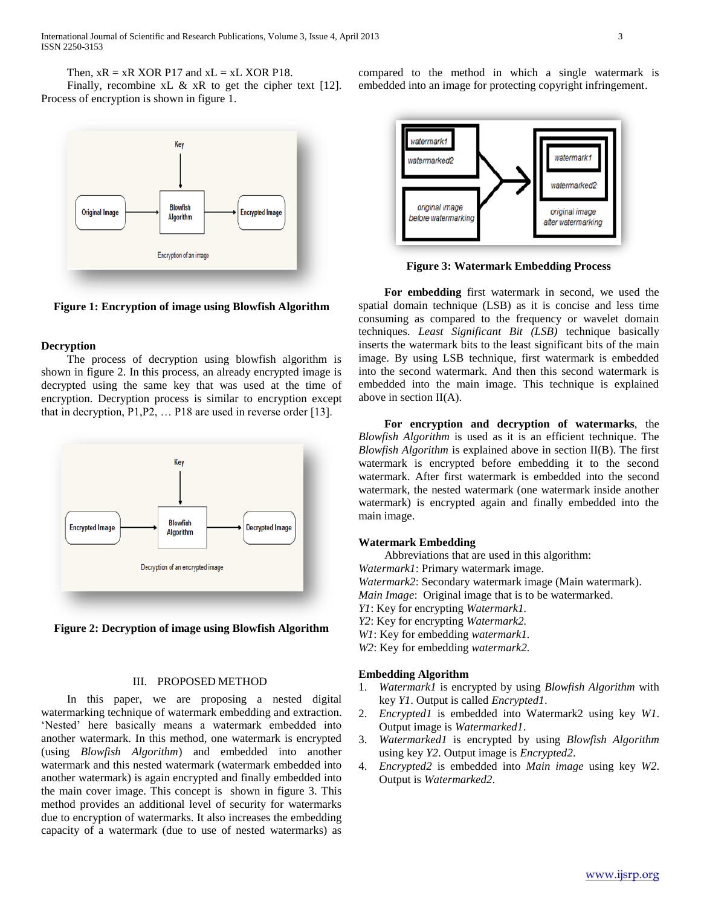Then, xR = xR XOR P17 and xL = xL XOR P18.

Finally, recombine xL & xR to get the cipher text [12]. Process of encryption is shown in figure 1.

**Figure 1: Encryption of image using Blowfish Algorithm**

### Decryption

The process of decryption using blowfish algorithm is shown in figure 2. In this process, an already encrypted image is decrypted using the same key that was used at the time of encryption. Decryption process is similar to encryption except that in decryption, P1,P2, … P18 are used in reverse order [13].

**Figure 2: Decryption of image using Blowfish Algorithm**

## III. PROPOSED METHOD

In this paper, we are proposing a nested digital watermarking technique of watermark embedding and extraction. 'Nested' here basically means a watermark embedded into another watermark. In this method, one watermark is encrypted (using *Blowfish Algorithm*) and embedded into another watermark and this nested watermark (watermark embedded into another watermark) is again encrypted and finally embedded into the main cover image. This concept is shown in figure 3. This method provides an additional level of security for watermarks due to encryption of watermarks. It also increases the embedding capacity of a watermark (due to use of nested watermarks) as compared to the method in which a single watermark is embedded into an image for protecting copyright infringement.

**Figure 3: Watermark Embedding Process**

**For embedding** first watermark in second, we used the spatial domain technique (LSB) as it is concise and less time consuming as compared to the frequency or wavelet domain techniques. *Least Significant Bit (LSB)* technique basically inserts the watermark bits to the least significant bits of the main image. By using LSB technique, first watermark is embedded into the second watermark. And then this second watermark is embedded into the main image. This technique is explained above in section II(A).

**For encryption and decryption of watermarks**, the *Blowfish Algorithm* is used as it is an efficient technique. The *Blowfish Algorithm* is explained above in section II(B). The first watermark is encrypted before embedding it to the second watermark. After first watermark is embedded into the second watermark, the nested watermark (one watermark inside another watermark) is encrypted again and finally embedded into the main image.

### Watermark Embedding

Abbreviations that are used in this algorithm:

*Watermark1*: Primary watermark image.
*Watermark2*: Secondary watermark image (Main watermark).
*Main Image*: Original image that is to be watermarked.
*Y1*: Key for encrypting *Watermark1.*
*Y2*: Key for encrypting *Watermark2.*
*W1*: Key for embedding *watermark1.*
*W2*: Key for embedding *watermark2.*

### Embedding Algorithm

1. *Watermark1* is encrypted by using *Blowfish Algorithm* with key *Y1*. Output is called *Encrypted1*.
2. *Encrypted1* is embedded into Watermark2 using key *W1*. Output image is *Watermarked1*.
3. *Watermarked1* is encrypted by using *Blowfish Algorithm* using key *Y2*. Output image is *Encrypted2*.
4. *Encrypted2* is embedded into *Main image* using key *W2*. Output is *Watermarked2*.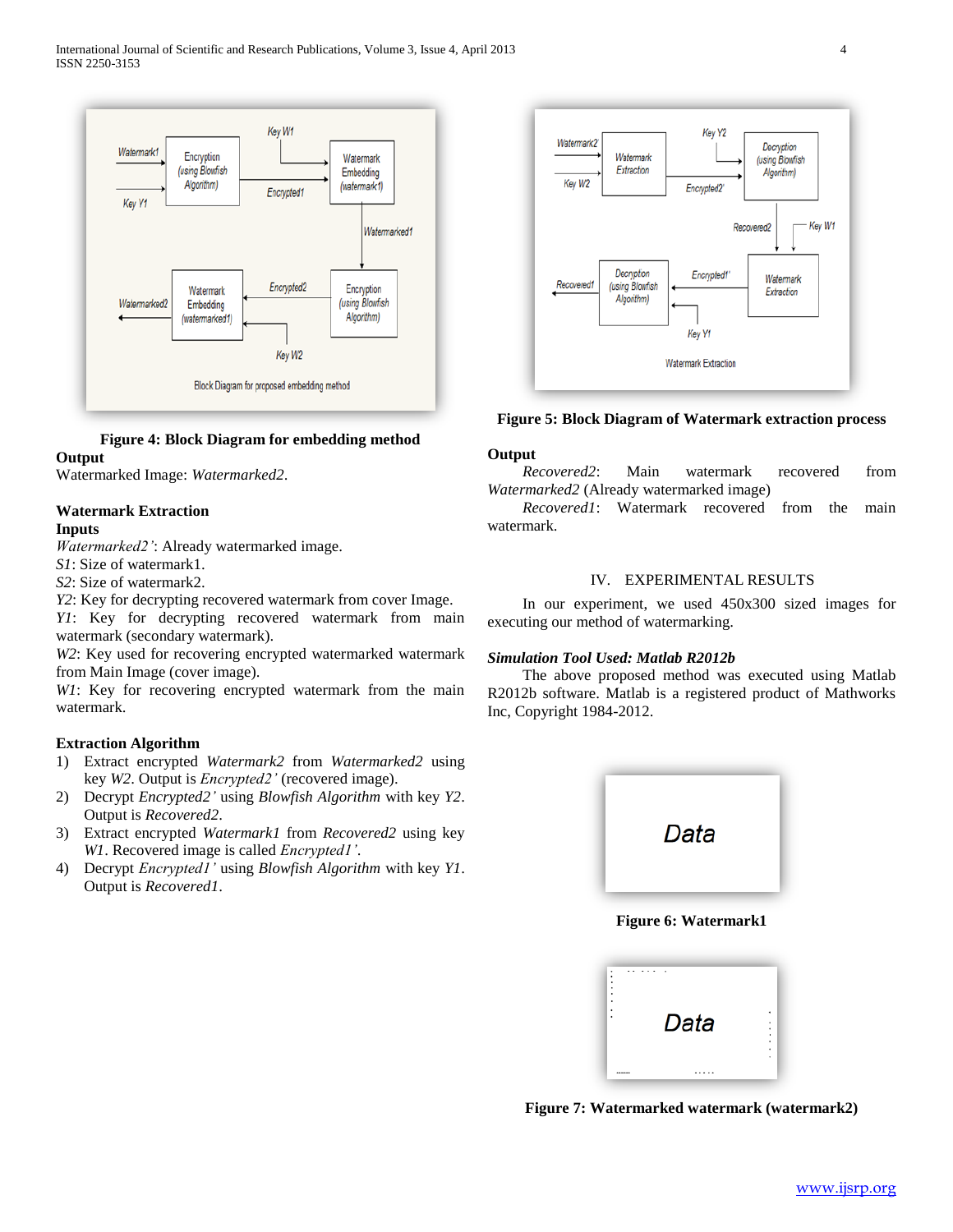Figure 4: Block Diagram for embedding method

**Output**

Watermarked Image: *Watermarked2*.

**Watermark Extraction**

**Inputs**

*Watermarked2'*: Already watermarked image.
*S1*: Size of watermark1.
*S2*: Size of watermark2.
*Y2*: Key for decrypting recovered watermark from cover Image.
*Y1*: Key for decrypting recovered watermark from main watermark (secondary watermark).
*W2*: Key used for recovering encrypted watermarked watermark from Main Image (cover image).
*W1*: Key for recovering encrypted watermark from the main watermark.

**Extraction Algorithm**

1) Extract encrypted *Watermark2* from *Watermarked2* using key *W2*. Output is *Encrypted2'* (recovered image).
2) Decrypt *Encrypted2'* using *Blowfish Algorithm* with key *Y2*. Output is *Recovered2*.
3) Extract encrypted *Watermark1* from *Recovered2* using key *W1*. Recovered image is called *Encrypted1'*.
4) Decrypt *Encrypted1'* using *Blowfish Algorithm* with key *Y1*. Output is *Recovered1*.

**Figure 5: Block Diagram of Watermark extraction process**

**Output**

*Recovered2*: Main watermark recovered from *Watermarked2* (Already watermarked image)
*Recovered1*: Watermark recovered from the main watermark.

## IV. EXPERIMENTAL RESULTS

In our experiment, we used 450x300 sized images for executing our method of watermarking.

***Simulation Tool Used: Matlab R2012b***

The above proposed method was executed using Matlab R2012b software. Matlab is a registered product of Mathworks Inc, Copyright 1984-2012.

**Figure 6: Watermark1**

**Figure 7: Watermarked watermark (watermark2)**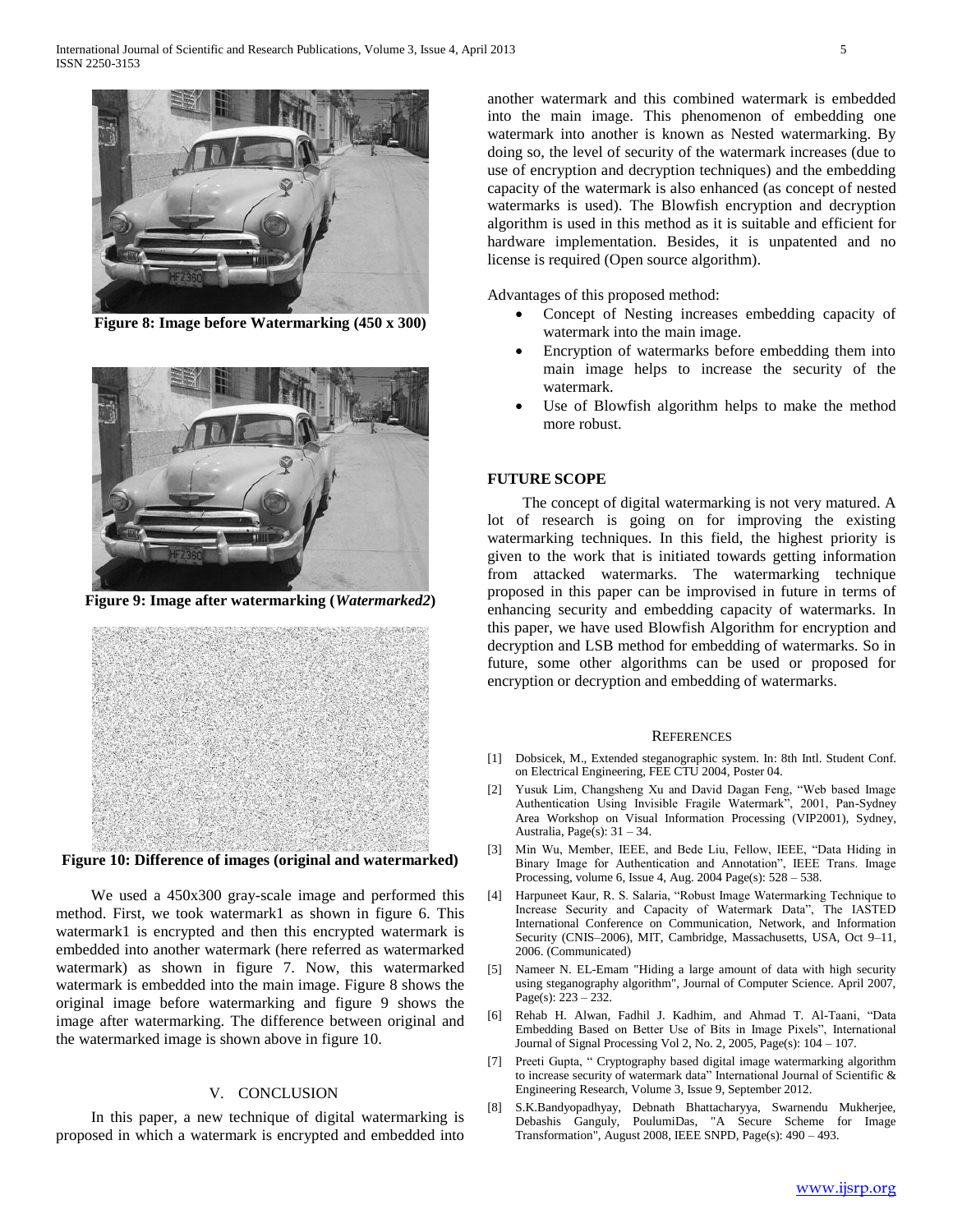**Figure 8: Image before Watermarking (450 x 300)**

**Figure 9: Image after watermarking (*Watermarked2*)**

**Figure 10: Difference of images (original and watermarked)**

We used a 450x300 gray-scale image and performed this method. First, we took watermark1 as shown in figure 6. This watermark1 is encrypted and then this encrypted watermark is embedded into another watermark (here referred as watermarked watermark) as shown in figure 7. Now, this watermarked watermark is embedded into the main image. Figure 8 shows the original image before watermarking and figure 9 shows the image after watermarking. The difference between original and the watermarked image is shown above in figure 10.

## V. CONCLUSION

In this paper, a new technique of digital watermarking is proposed in which a watermark is encrypted and embedded into another watermark and this combined watermark is embedded into the main image. This phenomenon of embedding one watermark into another is known as Nested watermarking. By doing so, the level of security of the watermark increases (due to use of encryption and decryption techniques) and the embedding capacity of the watermark is also enhanced (as concept of nested watermarks is used). The Blowfish encryption and decryption algorithm is used in this method as it is suitable and efficient for hardware implementation. Besides, it is unpatented and no license is required (Open source algorithm).

Advantages of this proposed method:

- Concept of Nesting increases embedding capacity of watermark into the main image.
- Encryption of watermarks before embedding them into main image helps to increase the security of the watermark.
- Use of Blowfish algorithm helps to make the method more robust.

## FUTURE SCOPE

The concept of digital watermarking is not very matured. A lot of research is going on for improving the existing watermarking techniques. In this field, the highest priority is given to the work that is initiated towards getting information from attacked watermarks. The watermarking technique proposed in this paper can be improvised in future in terms of enhancing security and embedding capacity of watermarks. In this paper, we have used Blowfish Algorithm for encryption and decryption and LSB method for embedding of watermarks. So in future, some other algorithms can be used or proposed for encryption or decryption and embedding of watermarks.

## REFERENCES

[1] Dobsicek, M., Extended steganographic system. In: 8th Intl. Student Conf. on Electrical Engineering, FEE CTU 2004, Poster 04.

[2] Yusuk Lim, Changsheng Xu and David Dagan Feng, "Web based Image Authentication Using Invisible Fragile Watermark", 2001, Pan-Sydney Area Workshop on Visual Information Processing (VIP2001), Sydney, Australia, Page(s): 31 – 34.

[3] Min Wu, Member, IEEE, and Bede Liu, Fellow, IEEE, "Data Hiding in Binary Image for Authentication and Annotation", IEEE Trans. Image Processing, volume 6, Issue 4, Aug. 2004 Page(s): 528 – 538.

[4] Harpuneet Kaur, R. S. Salaria, "Robust Image Watermarking Technique to Increase Security and Capacity of Watermark Data", The IASTED International Conference on Communication, Network, and Information Security (CNIS–2006), MIT, Cambridge, Massachusetts, USA, Oct 9–11, 2006. (Communicated)

[5] Nameer N. EL-Emam "Hiding a large amount of data with high security using steganography algorithm", Journal of Computer Science. April 2007, Page(s): 223 – 232.

[6] Rehab H. Alwan, Fadhil J. Kadhim, and Ahmad T. Al-Taani, "Data Embedding Based on Better Use of Bits in Image Pixels", International Journal of Signal Processing Vol 2, No. 2, 2005, Page(s): 104 – 107.

[7] Preeti Gupta, " Cryptography based digital image watermarking algorithm to increase security of watermark data" International Journal of Scientific & Engineering Research, Volume 3, Issue 9, September 2012.

[8] S.K.Bandyopadhyay, Debnath Bhattacharyya, Swarnendu Mukherjee, Debashis Ganguly, PoulumiDas, "A Secure Scheme for Image Transformation", August 2008, IEEE SNPD, Page(s): 490 – 493.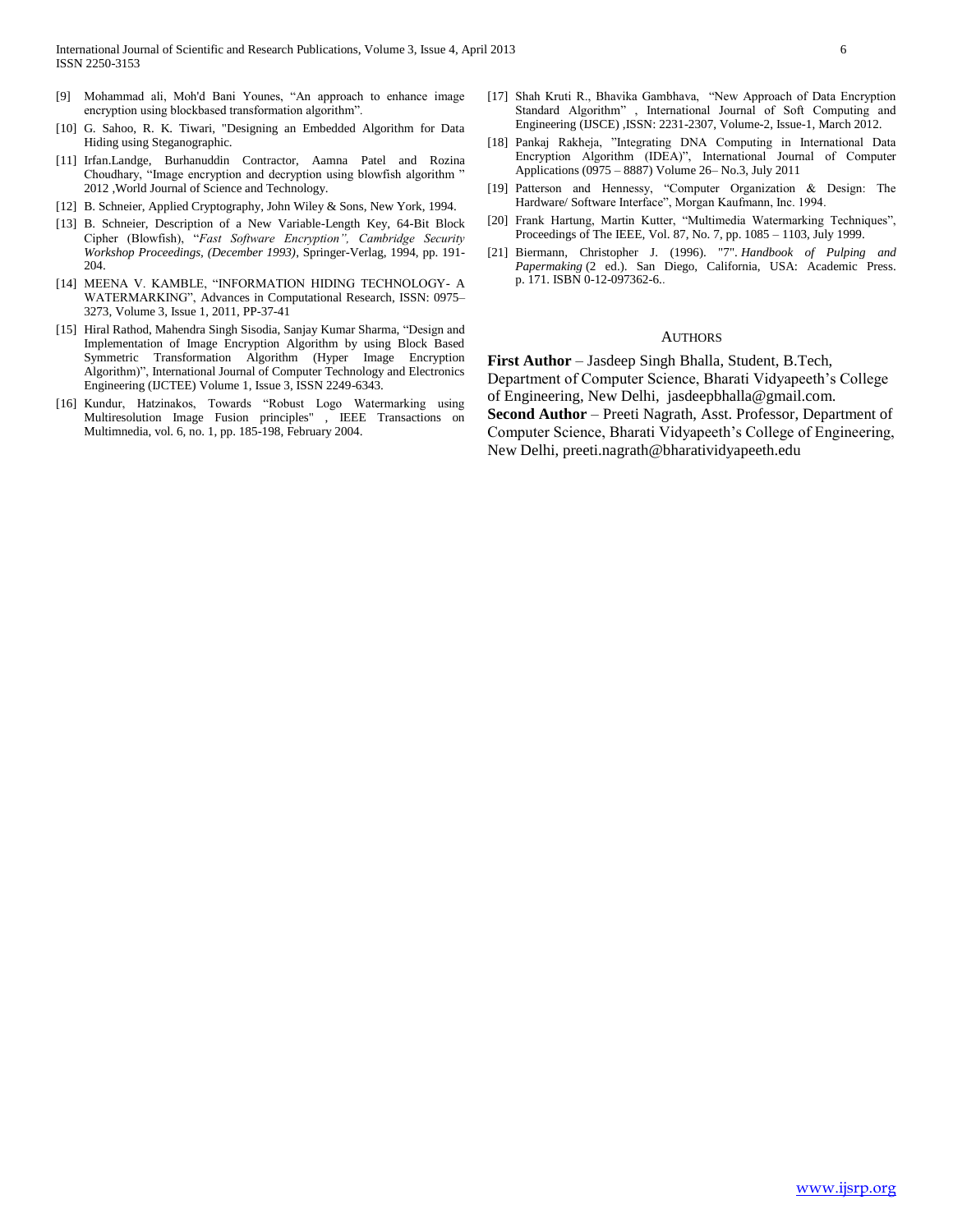[9] Mohammad ali, Moh'd Bani Younes, "An approach to enhance image encryption using blockbased transformation algorithm".

[10] G. Sahoo, R. K. Tiwari, "Designing an Embedded Algorithm for Data Hiding using Steganographic.

[11] Irfan.Landge, Burhanuddin Contractor, Aamna Patel and Rozina Choudhary, "Image encryption and decryption using blowfish algorithm " 2012 ,World Journal of Science and Technology.

[12] B. Schneier, Applied Cryptography, John Wiley & Sons, New York, 1994.

[13] B. Schneier, Description of a New Variable-Length Key, 64-Bit Block Cipher (Blowfish), "*Fast Software Encryption", Cambridge Security Workshop Proceedings, (December 1993)*, Springer-Verlag, 1994, pp. 191-204.

[14] MEENA V. KAMBLE, "INFORMATION HIDING TECHNOLOGY- A WATERMARKING", Advances in Computational Research, ISSN: 0975–3273, Volume 3, Issue 1, 2011, PP-37-41

[15] Hiral Rathod, Mahendra Singh Sisodia, Sanjay Kumar Sharma, "Design and Implementation of Image Encryption Algorithm by using Block Based Symmetric Transformation Algorithm (Hyper Image Encryption Algorithm)", International Journal of Computer Technology and Electronics Engineering (IJCTEE) Volume 1, Issue 3, ISSN 2249-6343.

[16] Kundur, Hatzinakos, Towards "Robust Logo Watermarking using Multiresolution Image Fusion principles" , IEEE Transactions on Multimnedia, vol. 6, no. 1, pp. 185-198, February 2004.

[17] Shah Kruti R., Bhavika Gambhava, "New Approach of Data Encryption Standard Algorithm" , International Journal of Soft Computing and Engineering (IJSCE) ,ISSN: 2231-2307, Volume-2, Issue-1, March 2012.

[18] Pankaj Rakheja, "Integrating DNA Computing in International Data Encryption Algorithm (IDEA)", International Journal of Computer Applications (0975 – 8887) Volume 26– No.3, July 2011

[19] Patterson and Hennessy, "Computer Organization & Design: The Hardware/ Software Interface", Morgan Kaufmann, Inc. 1994.

[20] Frank Hartung, Martin Kutter, "Multimedia Watermarking Techniques", Proceedings of The IEEE, Vol. 87, No. 7, pp. 1085 – 1103, July 1999.

[21] Biermann, Christopher J. (1996). "7". *Handbook of Pulping and Papermaking* (2 ed.). San Diego, California, USA: Academic Press. p. 171. ISBN 0-12-097362-6..

## AUTHORS

**First Author** – Jasdeep Singh Bhalla, Student, B.Tech, Department of Computer Science, Bharati Vidyapeeth's College of Engineering, New Delhi, jasdeepbhalla@gmail.com.

**Second Author** – Preeti Nagrath, Asst. Professor, Department of Computer Science, Bharati Vidyapeeth's College of Engineering, New Delhi, preeti.nagrath@bharatividyapeeth.edu